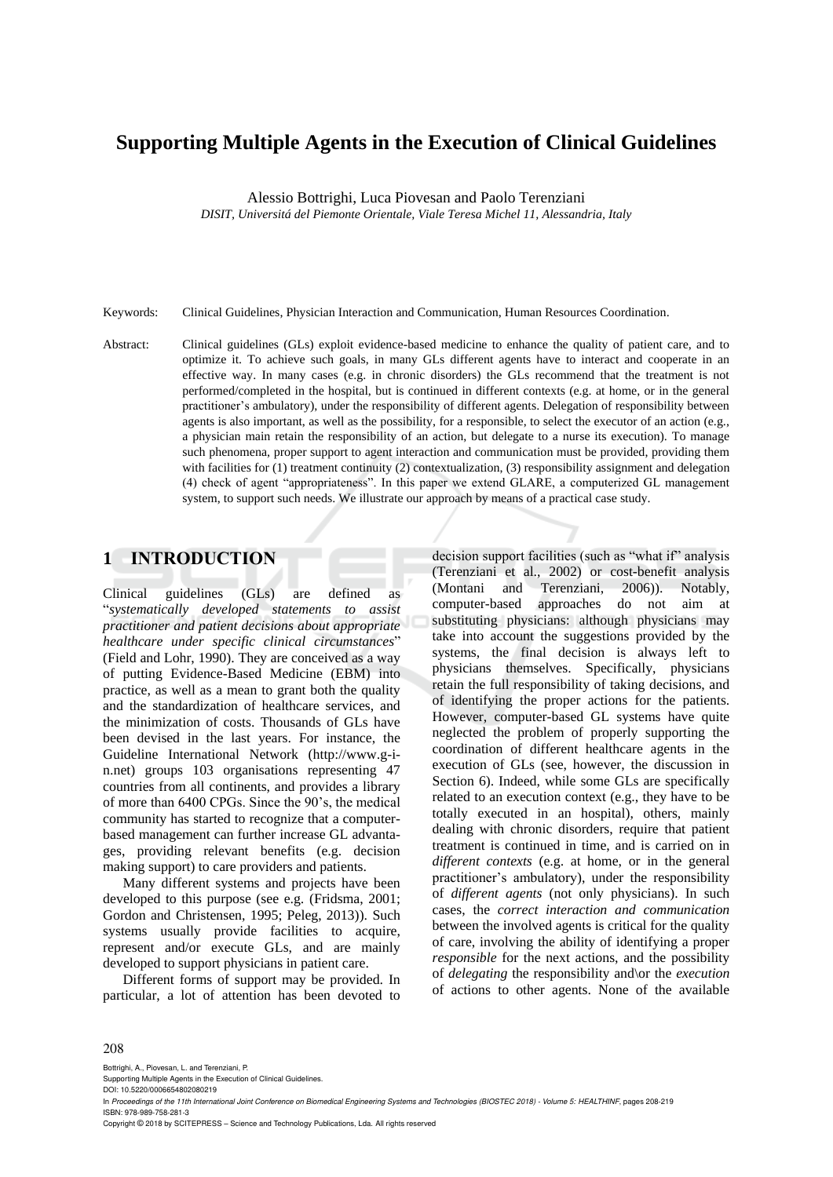# Supporting Multiple Agents in the Execution of Clinical Guidelines

Alessio Bottrighi, Luca Piovesan and Paolo Terenziani

*DISIT, Universitá del Piemonte Orientale, Viale Teresa Michel 11, Alessandria, Italy*

Keywords: Clinical Guidelines, Physician Interaction and Communication, Human Resources Coordination.

Abstract: Clinical guidelines (GLs) exploit evidence-based medicine to enhance the quality of patient care, and to optimize it. To achieve such goals, in many GLs different agents have to interact and cooperate in an effective way. In many cases (e.g. in chronic disorders) the GLs recommend that the treatment is not performed/completed in the hospital, but is continued in different contexts (e.g. at home, or in the general practitioner's ambulatory), under the responsibility of different agents. Delegation of responsibility between agents is also important, as well as the possibility, for a responsible, to select the executor of an action (e.g., a physician main retain the responsibility of an action, but delegate to a nurse its execution). To manage such phenomena, proper support to agent interaction and communication must be provided, providing them with facilities for (1) treatment continuity (2) contextualization, (3) responsibility assignment and delegation (4) check of agent "appropriateness". In this paper we extend GLARE, a computerized GL management system, to support such needs. We illustrate our approach by means of a practical case study.

## 1 INTRODUCTION

Clinical guidelines (GLs) are defined as "*systematically developed statements to assist practitioner and patient decisions about appropriate healthcare under specific clinical circumstances*" (Field and Lohr, 1990). They are conceived as a way of putting Evidence-Based Medicine (EBM) into practice, as well as a mean to grant both the quality and the standardization of healthcare services, and the minimization of costs. Thousands of GLs have been devised in the last years. For instance, the Guideline International Network (http://www.g-i-n.net) groups 103 organisations representing 47 countries from all continents, and provides a library of more than 6400 CPGs. Since the 90's, the medical community has started to recognize that a computer-based management can further increase GL advantages, providing relevant benefits (e.g. decision making support) to care providers and patients.

Many different systems and projects have been developed to this purpose (see e.g. (Fridsma, 2001; Gordon and Christensen, 1995; Peleg, 2013)). Such systems usually provide facilities to acquire, represent and/or execute GLs, and are mainly developed to support physicians in patient care.

Different forms of support may be provided. In particular, a lot of attention has been devoted to decision support facilities (such as "what if" analysis (Terenziani et al., 2002) or cost-benefit analysis (Montani and Terenziani, 2006)). Notably, computer-based approaches do not aim at substituting physicians: although physicians may take into account the suggestions provided by the systems, the final decision is always left to physicians themselves. Specifically, physicians retain the full responsibility of taking decisions, and of identifying the proper actions for the patients. However, computer-based GL systems have quite neglected the problem of properly supporting the coordination of different healthcare agents in the execution of GLs (see, however, the discussion in Section 6). Indeed, while some GLs are specifically related to an execution context (e.g., they have to be totally executed in an hospital), others, mainly dealing with chronic disorders, require that patient treatment is continued in time, and is carried on in *different contexts* (e.g. at home, or in the general practitioner's ambulatory), under the responsibility of *different agents* (not only physicians). In such cases, the *correct interaction and communication* between the involved agents is critical for the quality of care, involving the ability of identifying a proper *responsible* for the next actions, and the possibility of *delegating* the responsibility and\or the *execution* of actions to other agents. None of the available

Bottrighi, A., Piovesan, L. and Terenziani, P.
Supporting Multiple Agents in the Execution of Clinical Guidelines.
DOI: 10.5220/0006654802080219
In *Proceedings of the 11th International Joint Conference on Biomedical Engineering Systems and Technologies (BIOSTEC 2018) - Volume 5: HEALTHINF*, pages 208-219
ISBN: 978-989-758-281-3
Copyright © 2018 by SCITEPRESS – Science and Technology Publications, Lda. All rights reserved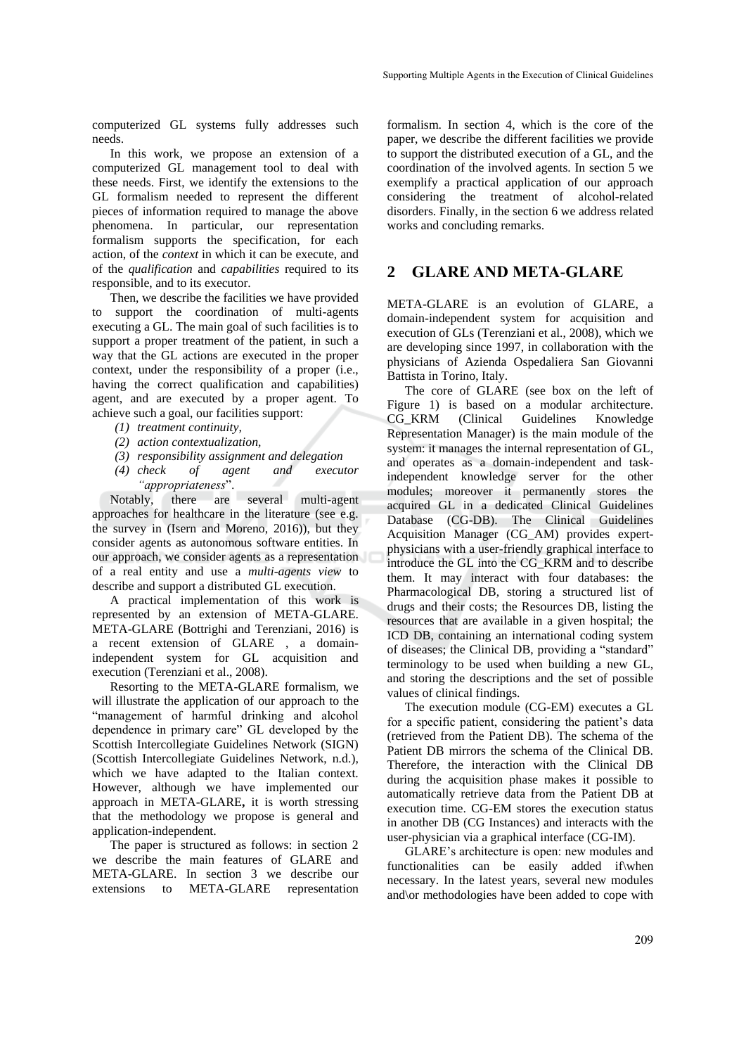computerized GL systems fully addresses such needs.

In this work, we propose an extension of a computerized GL management tool to deal with these needs. First, we identify the extensions to the GL formalism needed to represent the different pieces of information required to manage the above phenomena. In particular, our representation formalism supports the specification, for each action, of the *context* in which it can be execute, and of the *qualification* and *capabilities* required to its responsible, and to its executor.

Then, we describe the facilities we have provided to support the coordination of multi-agents executing a GL. The main goal of such facilities is to support a proper treatment of the patient, in such a way that the GL actions are executed in the proper context, under the responsibility of a proper (i.e., having the correct qualification and capabilities) agent, and are executed by a proper agent. To achieve such a goal, our facilities support:

*(1) treatment continuity,*
*(2) action contextualization,*
*(3) responsibility assignment and delegation*
*(4) check of agent and executor "appropriateness".*

Notably, there are several multi-agent approaches for healthcare in the literature (see e.g. the survey in (Isern and Moreno, 2016)), but they consider agents as autonomous software entities. In our approach, we consider agents as a representation of a real entity and use a *multi-agents view* to describe and support a distributed GL execution.

A practical implementation of this work is represented by an extension of META-GLARE. META-GLARE (Bottrighi and Terenziani, 2016) is a recent extension of GLARE , a domain-independent system for GL acquisition and execution (Terenziani et al., 2008).

Resorting to the META-GLARE formalism, we will illustrate the application of our approach to the "management of harmful drinking and alcohol dependence in primary care" GL developed by the Scottish Intercollegiate Guidelines Network (SIGN) (Scottish Intercollegiate Guidelines Network, n.d.), which we have adapted to the Italian context. However, although we have implemented our approach in META-GLARE**,** it is worth stressing that the methodology we propose is general and application-independent.

The paper is structured as follows: in section 2 we describe the main features of GLARE and META-GLARE. In section 3 we describe our extensions to META-GLARE representation formalism. In section 4, which is the core of the paper, we describe the different facilities we provide to support the distributed execution of a GL, and the coordination of the involved agents. In section 5 we exemplify a practical application of our approach considering the treatment of alcohol-related disorders. Finally, in the section 6 we address related works and concluding remarks.

## 2 GLARE AND META-GLARE

META-GLARE is an evolution of GLARE, a domain-independent system for acquisition and execution of GLs (Terenziani et al., 2008), which we are developing since 1997, in collaboration with the physicians of Azienda Ospedaliera San Giovanni Battista in Torino, Italy.

The core of GLARE (see box on the left of Figure 1) is based on a modular architecture. CG_KRM (Clinical Guidelines Knowledge Representation Manager) is the main module of the system: it manages the internal representation of GL, and operates as a domain-independent and task-independent knowledge server for the other modules; moreover it permanently stores the acquired GL in a dedicated Clinical Guidelines Database (CG-DB). The Clinical Guidelines Acquisition Manager (CG_AM) provides expert-physicians with a user-friendly graphical interface to introduce the GL into the CG_KRM and to describe them. It may interact with four databases: the Pharmacological DB, storing a structured list of drugs and their costs; the Resources DB, listing the resources that are available in a given hospital; the ICD DB, containing an international coding system of diseases; the Clinical DB, providing a "standard" terminology to be used when building a new GL, and storing the descriptions and the set of possible values of clinical findings.

The execution module (CG-EM) executes a GL for a specific patient, considering the patient's data (retrieved from the Patient DB). The schema of the Patient DB mirrors the schema of the Clinical DB. Therefore, the interaction with the Clinical DB during the acquisition phase makes it possible to automatically retrieve data from the Patient DB at execution time. CG-EM stores the execution status in another DB (CG Instances) and interacts with the user-physician via a graphical interface (CG-IM).

GLARE's architecture is open: new modules and functionalities can be easily added if\when necessary. In the latest years, several new modules and\or methodologies have been added to cope with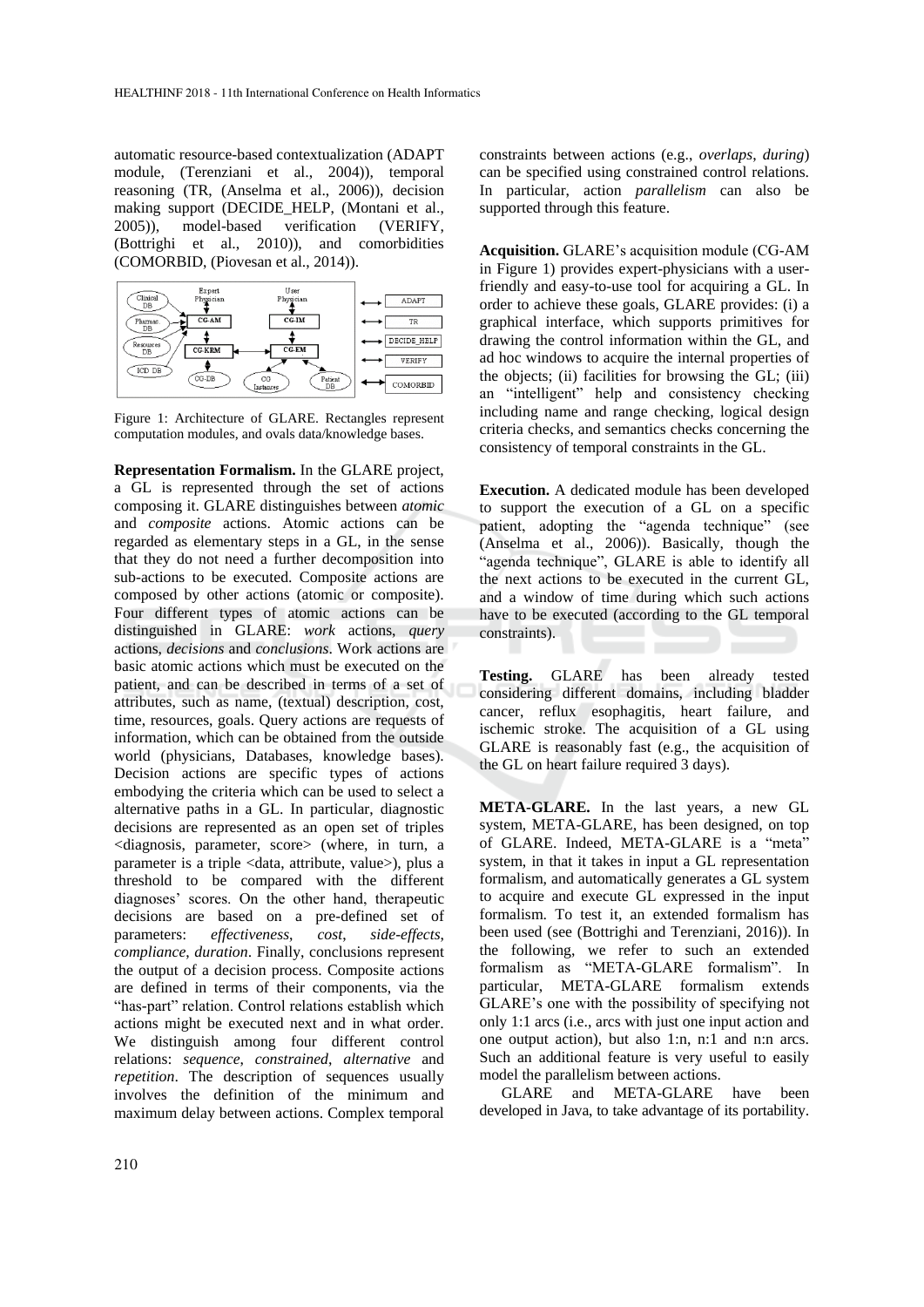automatic resource-based contextualization (ADAPT module, (Terenziani et al., 2004)), temporal reasoning (TR, (Anselma et al., 2006)), decision making support (DECIDE_HELP, (Montani et al., 2005)), model-based verification (VERIFY, (Bottrighi et al., 2010)), and comorbidities (COMORBID, (Piovesan et al., 2014)).

Figure 1: Architecture of GLARE. Rectangles represent computation modules, and ovals data/knowledge bases.

**Representation Formalism.** In the GLARE project, a GL is represented through the set of actions composing it. GLARE distinguishes between *atomic* and *composite* actions. Atomic actions can be regarded as elementary steps in a GL, in the sense that they do not need a further decomposition into sub-actions to be executed. Composite actions are composed by other actions (atomic or composite). Four different types of atomic actions can be distinguished in GLARE: *work* actions, *query* actions, *decisions* and *conclusions*. Work actions are basic atomic actions which must be executed on the patient, and can be described in terms of a set of attributes, such as name, (textual) description, cost, time, resources, goals. Query actions are requests of information, which can be obtained from the outside world (physicians, Databases, knowledge bases). Decision actions are specific types of actions embodying the criteria which can be used to select a alternative paths in a GL. In particular, diagnostic decisions are represented as an open set of triples <diagnosis, parameter, score> (where, in turn, a parameter is a triple <data, attribute, value>), plus a threshold to be compared with the different diagnoses' scores. On the other hand, therapeutic decisions are based on a pre-defined set of parameters: *effectiveness*, *cost*, *side-effects*, *compliance*, *duration*. Finally, conclusions represent the output of a decision process. Composite actions are defined in terms of their components, via the "has-part" relation. Control relations establish which actions might be executed next and in what order. We distinguish among four different control relations: *sequence*, *constrained*, *alternative* and *repetition*. The description of sequences usually involves the definition of the minimum and maximum delay between actions. Complex temporal constraints between actions (e.g., *overlaps*, *during*) can be specified using constrained control relations. In particular, action *parallelism* can also be supported through this feature.

**Acquisition.** GLARE's acquisition module (CG-AM in Figure 1) provides expert-physicians with a user-friendly and easy-to-use tool for acquiring a GL. In order to achieve these goals, GLARE provides: (i) a graphical interface, which supports primitives for drawing the control information within the GL, and ad hoc windows to acquire the internal properties of the objects; (ii) facilities for browsing the GL; (iii) an "intelligent" help and consistency checking including name and range checking, logical design criteria checks, and semantics checks concerning the consistency of temporal constraints in the GL.

**Execution.** A dedicated module has been developed to support the execution of a GL on a specific patient, adopting the "agenda technique" (see (Anselma et al., 2006)). Basically, though the "agenda technique", GLARE is able to identify all the next actions to be executed in the current GL, and a window of time during which such actions have to be executed (according to the GL temporal constraints).

**Testing.** GLARE has been already tested considering different domains, including bladder cancer, reflux esophagitis, heart failure, and ischemic stroke. The acquisition of a GL using GLARE is reasonably fast (e.g., the acquisition of the GL on heart failure required 3 days).

**META-GLARE.** In the last years, a new GL system, META-GLARE, has been designed, on top of GLARE. Indeed, META-GLARE is a "meta" system, in that it takes in input a GL representation formalism, and automatically generates a GL system to acquire and execute GL expressed in the input formalism. To test it, an extended formalism has been used (see (Bottrighi and Terenziani, 2016)). In the following, we refer to such an extended formalism as "META-GLARE formalism". In particular, META-GLARE formalism extends GLARE's one with the possibility of specifying not only 1:1 arcs (i.e., arcs with just one input action and one output action), but also 1:n, n:1 and n:n arcs. Such an additional feature is very useful to easily model the parallelism between actions.

GLARE and META-GLARE have been developed in Java, to take advantage of its portability.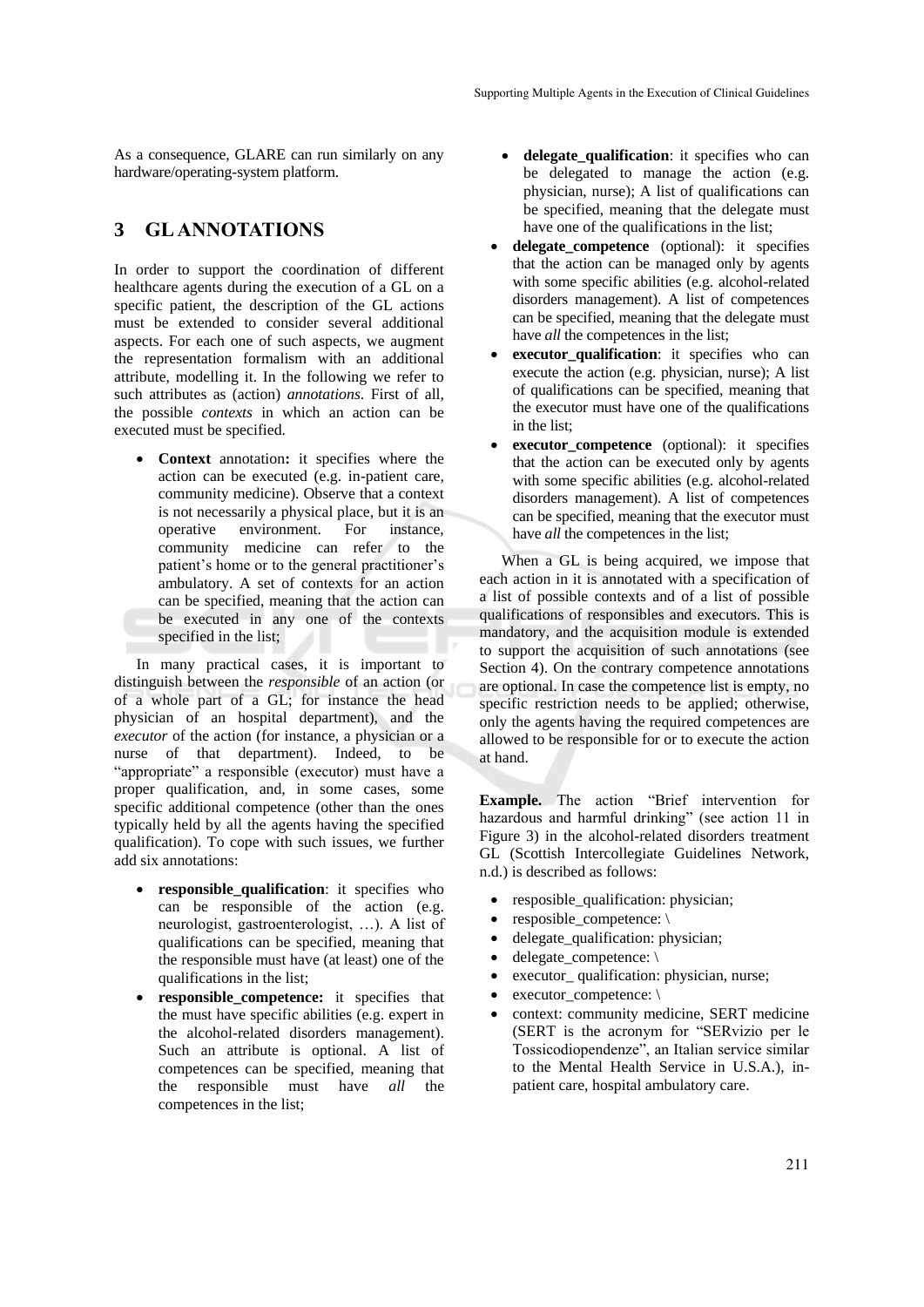As a consequence, GLARE can run similarly on any hardware/operating-system platform.

## 3 GL ANNOTATIONS

In order to support the coordination of different healthcare agents during the execution of a GL on a specific patient, the description of the GL actions must be extended to consider several additional aspects. For each one of such aspects, we augment the representation formalism with an additional attribute, modelling it. In the following we refer to such attributes as (action) *annotations*. First of all, the possible *contexts* in which an action can be executed must be specified.

- **Context** annotation**:** it specifies where the action can be executed (e.g. in-patient care, community medicine). Observe that a context is not necessarily a physical place, but it is an operative environment. For instance, community medicine can refer to the patient's home or to the general practitioner's ambulatory. A set of contexts for an action can be specified, meaning that the action can be executed in any one of the contexts specified in the list;

In many practical cases, it is important to distinguish between the *responsible* of an action (or of a whole part of a GL; for instance the head physician of an hospital department), and the *executor* of the action (for instance, a physician or a nurse of that department). Indeed, to be "appropriate" a responsible (executor) must have a proper qualification, and, in some cases, some specific additional competence (other than the ones typically held by all the agents having the specified qualification). To cope with such issues, we further add six annotations:

- **responsible_qualification**: it specifies who can be responsible of the action (e.g. neurologist, gastroenterologist, …). A list of qualifications can be specified, meaning that the responsible must have (at least) one of the qualifications in the list;
- **responsible_competence:** it specifies that the must have specific abilities (e.g. expert in the alcohol-related disorders management). Such an attribute is optional. A list of competences can be specified, meaning that the responsible must have *all* the competences in the list;
- **delegate_qualification**: it specifies who can be delegated to manage the action (e.g. physician, nurse); A list of qualifications can be specified, meaning that the delegate must have one of the qualifications in the list;
- **delegate_competence** (optional): it specifies that the action can be managed only by agents with some specific abilities (e.g. alcohol-related disorders management). A list of competences can be specified, meaning that the delegate must have *all* the competences in the list;
- **executor_qualification**: it specifies who can execute the action (e.g. physician, nurse); A list of qualifications can be specified, meaning that the executor must have one of the qualifications in the list;
- **executor_competence** (optional): it specifies that the action can be executed only by agents with some specific abilities (e.g. alcohol-related disorders management). A list of competences can be specified, meaning that the executor must have *all* the competences in the list;

When a GL is being acquired, we impose that each action in it is annotated with a specification of a list of possible contexts and of a list of possible qualifications of responsibles and executors. This is mandatory, and the acquisition module is extended to support the acquisition of such annotations (see Section 4). On the contrary competence annotations are optional. In case the competence list is empty, no specific restriction needs to be applied; otherwise, only the agents having the required competences are allowed to be responsible for or to execute the action at hand.

**Example.** The action "Brief intervention for hazardous and harmful drinking" (see action 11 in Figure 3) in the alcohol-related disorders treatment GL (Scottish Intercollegiate Guidelines Network, n.d.) is described as follows:

- resposible_qualification: physician;
- resposible_competence: \
- delegate_qualification: physician;
- delegate_competence: \
- executor_ qualification: physician, nurse;
- executor_competence: \
- context: community medicine, SERT medicine (SERT is the acronym for "SERvizio per le Tossicodiopendenze", an Italian service similar to the Mental Health Service in U.S.A.), in-patient care, hospital ambulatory care.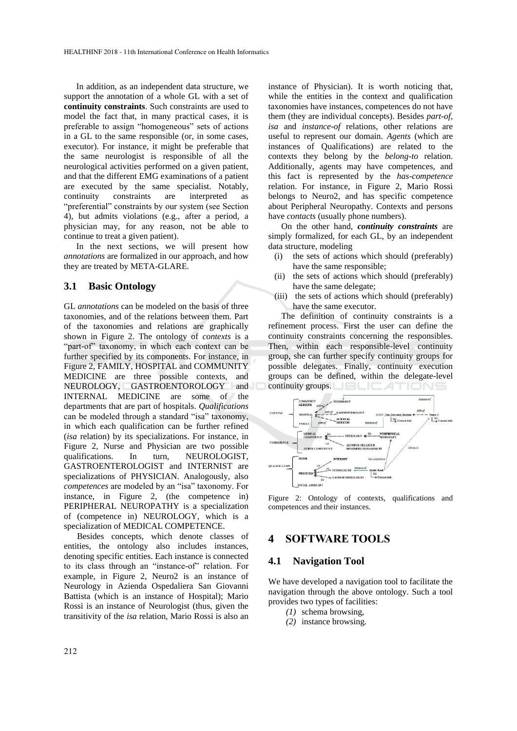In addition, as an independent data structure, we support the annotation of a whole GL with a set of **continuity constraints**. Such constraints are used to model the fact that, in many practical cases, it is preferable to assign "homogeneous" sets of actions in a GL to the same responsible (or, in some cases, executor). For instance, it might be preferable that the same neurologist is responsible of all the neurological activities performed on a given patient, and that the different EMG examinations of a patient are executed by the same specialist. Notably, continuity constraints are interpreted as "preferential" constraints by our system (see Section 4), but admits violations (e.g., after a period, a physician may, for any reason, not be able to continue to treat a given patient).

In the next sections, we will present how *annotations* are formalized in our approach, and how they are treated by META-GLARE.

### 3.1 Basic Ontology

GL *annotations* can be modeled on the basis of three taxonomies, and of the relations between them. Part of the taxonomies and relations are graphically shown in Figure 2. The ontology of *contexts* is a "part-of" taxonomy, in which each context can be further specified by its components. For instance, in Figure 2, FAMILY, HOSPITAL and COMMUNITY MEDICINE are three possible contexts, and NEUROLOGY, GASTROENTOROLOGY and INTERNAL MEDICINE are some of the departments that are part of hospitals. *Qualifications* can be modeled through a standard "isa" taxonomy, in which each qualification can be further refined (*isa* relation) by its specializations. For instance, in Figure 2, Nurse and Physician are two possible qualifications. In turn, NEUROLOGIST, GASTROENTEROLOGIST and INTERNIST are specializations of PHYSICIAN. Analogously, also *competences* are modeled by an "isa" taxonomy. For instance, in Figure 2, (the competence in) PERIPHERAL NEUROPATHY is a specialization of (competence in) NEUROLOGY, which is a specialization of MEDICAL COMPETENCE.

Besides concepts, which denote classes of entities, the ontology also includes instances, denoting specific entities. Each instance is connected to its class through an "instance-of" relation. For example, in Figure 2, Neuro2 is an instance of Neurology in Azienda Ospedaliera San Giovanni Battista (which is an instance of Hospital); Mario Rossi is an instance of Neurologist (thus, given the transitivity of the *isa* relation, Mario Rossi is also an instance of Physician). It is worth noticing that, while the entities in the context and qualification taxonomies have instances, competences do not have them (they are individual concepts). Besides *part-of*, *isa* and *instance-of* relations, other relations are useful to represent our domain. *Agents* (which are instances of Qualifications) are related to the contexts they belong by the *belong-to* relation. Additionally, agents may have competences, and this fact is represented by the *has-competence* relation. For instance, in Figure 2, Mario Rossi belongs to Neuro2, and has specific competence about Peripheral Neuropathy. Contexts and persons have *contacts* (usually phone numbers).

On the other hand, ***continuity constraints*** are simply formalized, for each GL, by an independent data structure, modeling

(i) the sets of actions which should (preferably) have the same responsible;
(ii) the sets of actions which should (preferably) have the same delegate;
(iii) the sets of actions which should (preferably) have the same executor.

The definition of continuity constraints is a refinement process. First the user can define the continuity constraints concerning the responsibles. Then, within each responsible-level continuity group, she can further specify continuity groups for possible delegates. Finally, continuity execution groups can be defined, within the delegate-level continuity groups.

Figure 2: Ontology of contexts, qualifications and competences and their instances.

## 4 SOFTWARE TOOLS

### 4.1 Navigation Tool

We have developed a navigation tool to facilitate the navigation through the above ontology. Such a tool provides two types of facilities:

*(1)* schema browsing,
*(2)* instance browsing.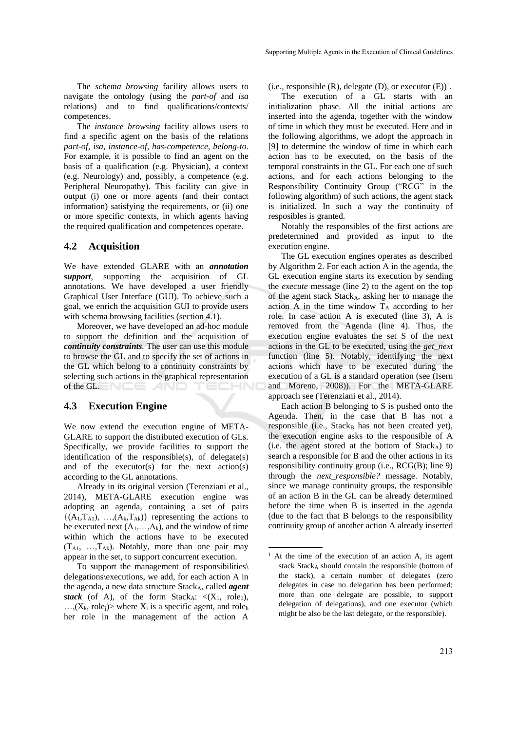The *schema browsing* facility allows users to navigate the ontology (using the *part-of* and *isa* relations) and to find qualifications/contexts/ competences.

The *instance browsing* facility allows users to find a specific agent on the basis of the relations *part-of*, *isa*, *instance-of*, *has-competence*, *belong-to*. For example, it is possible to find an agent on the basis of a qualification (e.g. Physician), a context (e.g. Neurology) and, possibly, a competence (e.g. Peripheral Neuropathy). This facility can give in output (i) one or more agents (and their contact information) satisfying the requirements, or (ii) one or more specific contexts, in which agents having the required qualification and competences operate.

## 4.2 Acquisition

We have extended GLARE with an ***annotation support***, supporting the acquisition of GL annotations. We have developed a user friendly Graphical User Interface (GUI). To achieve such a goal, we enrich the acquisition GUI to provide users with schema browsing facilities (section 4.1).

Moreover, we have developed an ad-hoc module to support the definition and the acquisition of ***continuity constraints***. The user can use this module to browse the GL and to specify the set of actions in the GL which belong to a continuity constraints by selecting such actions in the graphical representation of the GL.

## 4.3 Execution Engine

We now extend the execution engine of META-GLARE to support the distributed execution of GLs. Specifically, we provide facilities to support the identification of the responsible(s), of delegate(s) and of the executor(s) for the next action(s) according to the GL annotations.

Already in its original version (Terenziani et al., 2014), META-GLARE execution engine was adopting an agenda, containing a set of pairs $\{(A_1,T_{A1}), \ldots,(A_k,T_{Ak})\}$ representing the actions to be executed next $(A_1,\ldots,A_k)$, and the window of time within which the actions have to be executed $(T_{A1}, \ldots,T_{Ak})$. Notably, more than one pair may appear in the set, to support concurrent execution.

To support the management of responsibilities\ delegations\executions, we add, for each action A in the agenda, a new data structure $Stack_A$, called ***agent stack*** (of A), of the form $Stack_A$: $<(X_1, role_1), \ldots,(X_k, role_j)>$ where $X_i$ is a specific agent, and $role_h$ her role in the management of the action A (i.e., responsible (R), delegate (D), or executor (E))[1].

The execution of a GL starts with an initialization phase. All the initial actions are inserted into the agenda, together with the window of time in which they must be executed. Here and in the following algorithms, we adopt the approach in [9] to determine the window of time in which each action has to be executed, on the basis of the temporal constraints in the GL. For each one of such actions, and for each actions belonging to the Responsibility Continuity Group ("RCG" in the following algorithm) of such actions, the agent stack is initialized. In such a way the continuity of resposibles is granted.

Notably the responsibles of the first actions are predetermined and provided as input to the execution engine.

The GL execution engines operates as described by Algorithm 2. For each action A in the agenda, the GL execution engine starts its execution by sending the *execute* message (line 2) to the agent on the top of the agent stack $Stack_A$, asking her to manage the action A in the time window $T_A$ according to her role. In case action A is executed (line 3), A is removed from the Agenda (line 4). Thus, the execution engine evaluates the set S of the next actions in the GL to be executed, using the *get_next* function (line 5). Notably, identifying the next actions which have to be executed during the execution of a GL is a standard operation (see (Isern and Moreno, 2008)). For the META-GLARE approach see (Terenziani et al., 2014).

Each action B belonging to S is pushed onto the Agenda. Then, in the case that B has not a responsible (i.e., $Stack_B$ has not been created yet), the execution engine asks to the responsible of A (i.e. the agent stored at the bottom of $Stack_A$) to search a responsible for B and the other actions in its responsibility continuity group (i.e., RCG(B); line 9) through the *next_responsible?* message. Notably, since we manage continuity groups, the responsible of an action B in the GL can be already determined before the time when B is inserted in the agenda (due to the fact that B belongs to the responsibility continuity group of another action A already inserted

[1] At the time of the execution of an action A, its agent stack $Stack_A$ should contain the responsible (bottom of the stack), a certain number of delegates (zero delegates in case no delegation has been performed; more than one delegate are possible, to support delegation of delegations), and one executor (which might be also be the last delegate, or the responsible).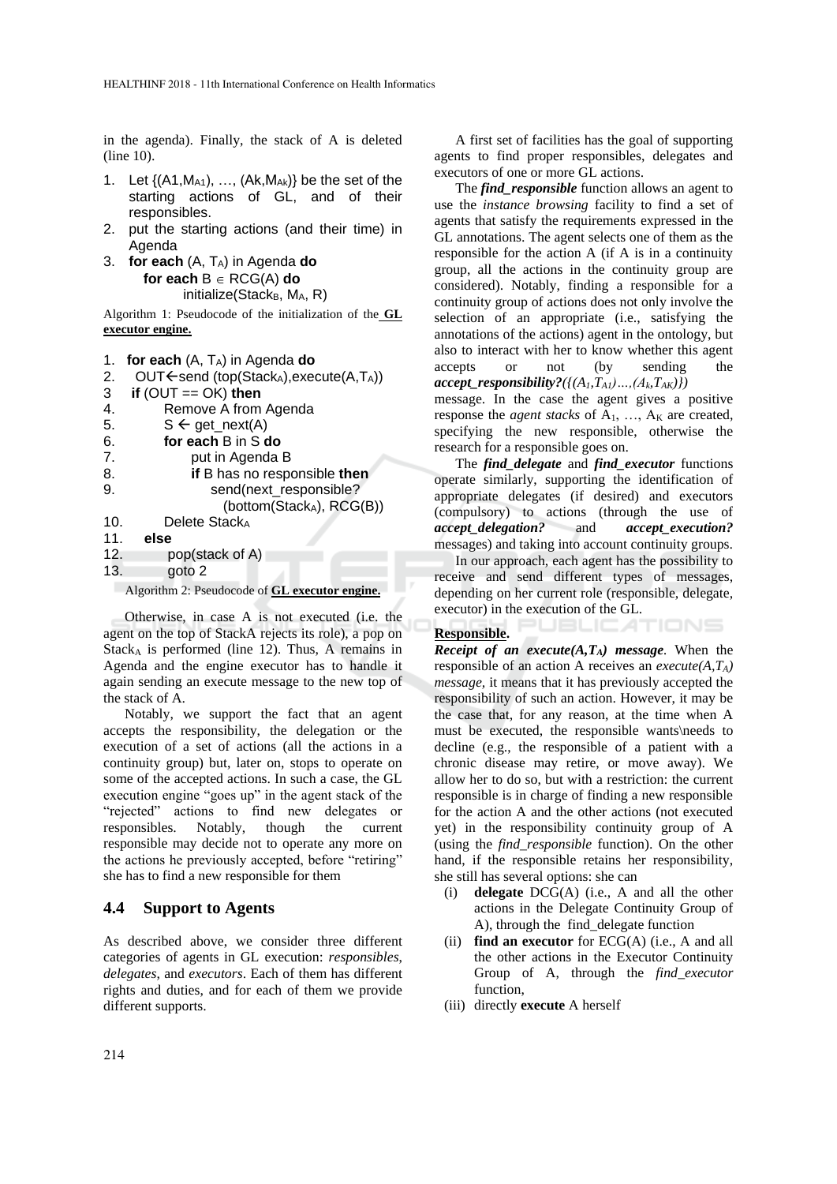in the agenda). Finally, the stack of A is deleted (line 10).

```
1. Let {(A1,MA1), …, (Ak,MAk)} be the set of the
   starting actions of GL, and of their
   responsibles.
2. put the starting actions (and their time) in
   Agenda
3. for each (A, TA) in Agenda do
       for each B ∈ RCG(A) do
           initialize(StackB, MA, R)
```

Algorithm 1: Pseudocode of the initialization of the **GL executor engine.**

```
1.  for each (A, TA) in Agenda do
2.    OUT←send (top(StackA),execute(A,TA))
3    if (OUT == OK) then
4.        Remove A from Agenda
5.        S ← get_next(A)
6.        for each B in S do
7.            put in Agenda B
8.            if B has no responsible then
9.                send(next_responsible?
                    (bottom(StackA), RCG(B))
10.       Delete StackA
11.   else
12.       pop(stack of A)
13.       goto 2
```

Algorithm 2: Pseudocode of **GL executor engine.**

Otherwise, in case A is not executed (i.e. the agent on the top of StackA rejects its role), a pop on $Stack_A$ is performed (line 12). Thus, A remains in Agenda and the engine executor has to handle it again sending an execute message to the new top of the stack of A.

Notably, we support the fact that an agent accepts the responsibility, the delegation or the execution of a set of actions (all the actions in a continuity group) but, later on, stops to operate on some of the accepted actions. In such a case, the GL execution engine "goes up" in the agent stack of the "rejected" actions to find new delegates or responsibles. Notably, though the current responsible may decide not to operate any more on the actions he previously accepted, before "retiring" she has to find a new responsible for them

## 4.4 Support to Agents

As described above, we consider three different categories of agents in GL execution: *responsibles*, *delegates*, and *executors*. Each of them has different rights and duties, and for each of them we provide different supports.

A first set of facilities has the goal of supporting agents to find proper responsibles, delegates and executors of one or more GL actions.

The ***find_responsible*** function allows an agent to use the *instance browsing* facility to find a set of agents that satisfy the requirements expressed in the GL annotations. The agent selects one of them as the responsible for the action A (if A is in a continuity group, all the actions in the continuity group are considered). Notably, finding a responsible for a continuity group of actions does not only involve the selection of an appropriate (i.e., satisfying the annotations of the actions) agent in the ontology, but also to interact with her to know whether this agent accepts or not (by sending the ***accept_responsibility?***$(\{(A_1,T_{A1})\dots,(A_k,T_{AK})\})$ message. In the case the agent gives a positive response the *agent stacks* of $A_1$, …, $A_K$ are created, specifying the new responsible, otherwise the research for a responsible goes on.

The ***find_delegate*** and ***find_executor*** functions operate similarly, supporting the identification of appropriate delegates (if desired) and executors (compulsory) to actions (through the use of ***accept_delegation?*** and ***accept_execution?*** messages) and taking into account continuity groups.

In our approach, each agent has the possibility to receive and send different types of messages, depending on her current role (responsible, delegate, executor) in the execution of the GL.

**Responsible.**

***Receipt of an execute***$(A,T_A)$ ***message***. When the responsible of an action A receives an *execute*$(A,T_A)$ *message*, it means that it has previously accepted the responsibility of such an action. However, it may be the case that, for any reason, at the time when A must be executed, the responsible wants\needs to decline (e.g., the responsible of a patient with a chronic disease may retire, or move away). We allow her to do so, but with a restriction: the current responsible is in charge of finding a new responsible for the action A and the other actions (not executed yet) in the responsibility continuity group of A (using the *find_responsible* function). On the other hand, if the responsible retains her responsibility, she still has several options: she can

(i) **delegate** DCG(A) (i.e., A and all the other actions in the Delegate Continuity Group of A), through the find_delegate function

(ii) **find an executor** for ECG(A) (i.e., A and all the other actions in the Executor Continuity Group of A, through the *find_executor* function,

(iii) directly **execute** A herself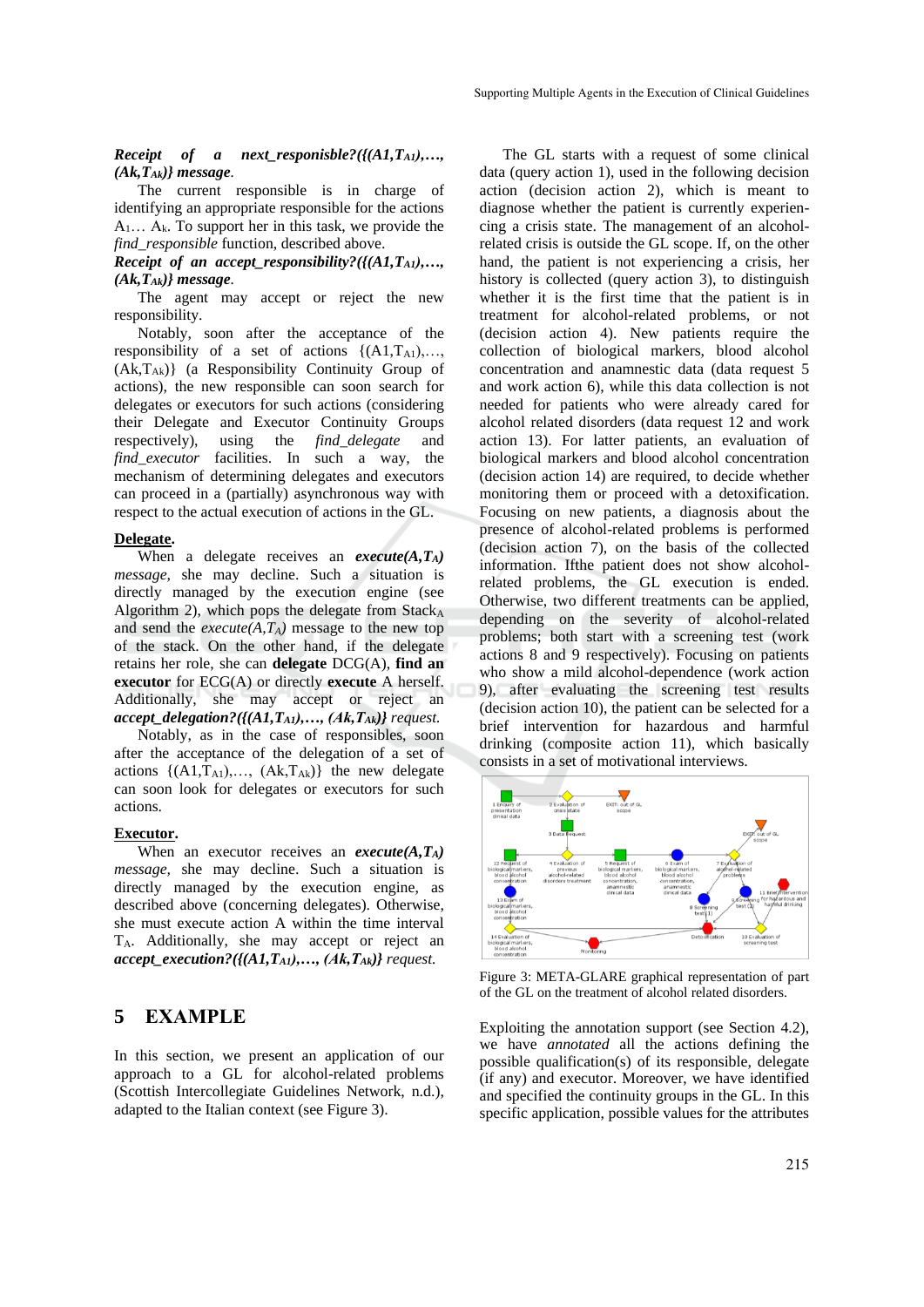***Receipt of a next_responsibe?({(A1,$T_{A1}$),…, (Ak,$T_{Ak}$)} message*.**

The current responsible is in charge of identifying an appropriate responsible for the actions $A_1$… $A_k$. To support her in this task, we provide the *find_responsible* function, described above.

***Receipt of an accept_responsibility?({(A1,$T_{A1}$),…, (Ak,$T_{Ak}$)} message*.**

The agent may accept or reject the new responsibility.

Notably, soon after the acceptance of the responsibility of a set of actions {(A1,$T_{A1}$),…, (Ak,$T_{Ak}$)} (a Responsibility Continuity Group of actions), the new responsible can soon search for delegates or executors for such actions (considering their Delegate and Executor Continuity Groups respectively), using the *find_delegate* and *find_executor* facilities. In such a way, the mechanism of determining delegates and executors can proceed in a (partially) asynchronous way with respect to the actual execution of actions in the GL.

**Delegate.**

When a delegate receives an ***execute(A,$T_A$)*** *message*, she may decline. Such a situation is directly managed by the execution engine (see Algorithm 2), which pops the delegate from $Stack_A$ and send the *execute(A,$T_A$)* message to the new top of the stack. On the other hand, if the delegate retains her role, she can **delegate** DCG(A), **find an executor** for ECG(A) or directly **execute** A herself. Additionally, she may accept or reject an ***accept_delegation?({(A1,$T_{A1}$),…, (Ak,$T_{Ak}$)}*** *request.*

Notably, as in the case of responsibles, soon after the acceptance of the delegation of a set of actions {(A1,$T_{A1}$),…, (Ak,$T_{Ak}$)} the new delegate can soon look for delegates or executors for such actions.

**Executor.**

When an executor receives an ***execute(A,$T_A$)*** *message*, she may decline. Such a situation is directly managed by the execution engine, as described above (concerning delegates). Otherwise, she must execute action A within the time interval $T_A$. Additionally, she may accept or reject an ***accept_execution?({(A1,$T_{A1}$),…, (Ak,$T_{Ak}$)}*** *request.*

## 5 EXAMPLE

In this section, we present an application of our approach to a GL for alcohol-related problems (Scottish Intercollegiate Guidelines Network, n.d.), adapted to the Italian context (see Figure 3).

The GL starts with a request of some clinical data (query action 1), used in the following decision action (decision action 2), which is meant to diagnose whether the patient is currently experiencing a crisis state. The management of an alcohol-related crisis is outside the GL scope. If, on the other hand, the patient is not experiencing a crisis, her history is collected (query action 3), to distinguish whether it is the first time that the patient is in treatment for alcohol-related problems, or not (decision action 4). New patients require the collection of biological markers, blood alcohol concentration and anamnestic data (data request 5 and work action 6), while this data collection is not needed for patients who were already cared for alcohol related disorders (data request 12 and work action 13). For latter patients, an evaluation of biological markers and blood alcohol concentration (decision action 14) are required, to decide whether monitoring them or proceed with a detoxification. Focusing on new patients, a diagnosis about the presence of alcohol-related problems is performed (decision action 7), on the basis of the collected information. Ifthe patient does not show alcohol-related problems, the GL execution is ended. Otherwise, two different treatments can be applied, depending on the severity of alcohol-related problems; both start with a screening test (work actions 8 and 9 respectively). Focusing on patients who show a mild alcohol-dependence (work action 9), after evaluating the screening test results (decision action 10), the patient can be selected for a brief intervention for hazardous and harmful drinking (composite action 11), which basically consists in a set of motivational interviews.

Figure 3: META-GLARE graphical representation of part of the GL on the treatment of alcohol related disorders.

Exploiting the annotation support (see Section 4.2), we have *annotated* all the actions defining the possible qualification(s) of its responsible, delegate (if any) and executor. Moreover, we have identified and specified the continuity groups in the GL. In this specific application, possible values for the attributes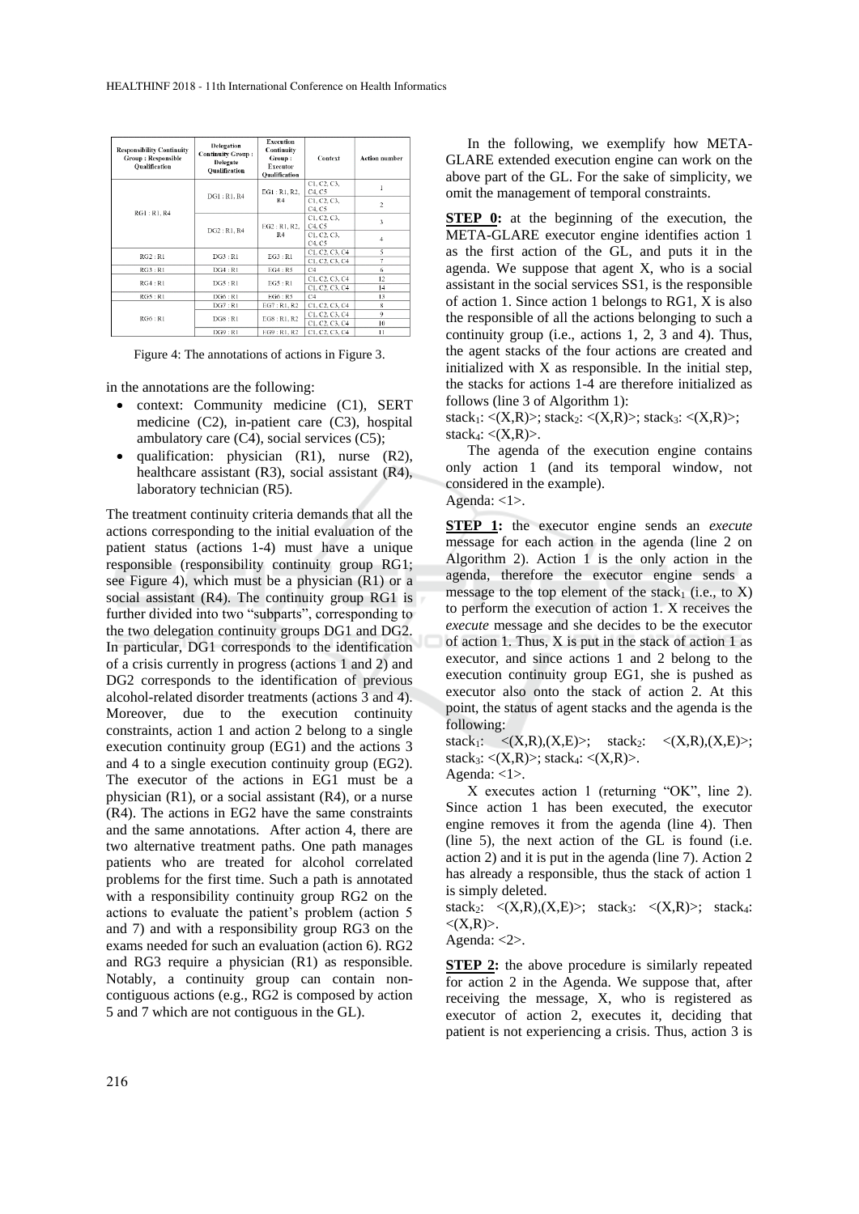| Responsibility Continuity Group : Responsible Qualification | Delegation Continuity Group : Delegate Qualification | Execution Continuity Group : Executor Qualification | Context | Action number |
|---|---|---|---|---|
| RG1 : R1, R4 | DG1 : R1, R4 | EG1 : R1, R2, R4 | C1, C2, C3, C4, C5 | 1 |
| | | | C1, C2, C3, C4, C5 | 2 |
| | DG2 : R1, R4 | EG2 : R1, R2, R4 | C1, C2, C3, C4, C5 | 3 |
| | | | C1, C2, C3, C4, C5 | 4 |
| RG2 : R1 | DG3 : R1 | EG3 : R1 | C1, C2, C3, C4 | 5 |
| | | | C1, C2, C3, C4 | 7 |
| RG3 : R1 | DG4 : R1 | EG4 : R5 | C4 | 6 |
| RG4 : R1 | DG5 : R1 | EG5 : R1 | C1, C2, C3, C4 | 12 |
| | | | C1, C2, C3, C4 | 14 |
| RG5 : R1 | DG6 : R1 | EG6 : R5 | C4 | 13 |
| RG6 : R1 | DG7 : R1 | EG7 : R1, R2 | C1, C2, C3, C4 | 8 |
| | DG8 : R1 | EG8 : R1, R2 | C1, C2, C3, C4 | 9 |
| | | | C1, C2, C3, C4 | 10 |
| | DG9 : R1 | EG9 : R1, R2 | C1, C2, C3, C4 | 11 |

Figure 4: The annotations of actions in Figure 3.

in the annotations are the following:

- context: Community medicine (C1), SERT medicine (C2), in-patient care (C3), hospital ambulatory care (C4), social services (C5);
- qualification: physician (R1), nurse (R2), healthcare assistant (R3), social assistant (R4), laboratory technician (R5).

The treatment continuity criteria demands that all the actions corresponding to the initial evaluation of the patient status (actions 1-4) must have a unique responsible (responsibility continuity group RG1; see Figure 4), which must be a physician (R1) or a social assistant (R4). The continuity group RG1 is further divided into two "subparts", corresponding to the two delegation continuity groups DG1 and DG2. In particular, DG1 corresponds to the identification of a crisis currently in progress (actions 1 and 2) and DG2 corresponds to the identification of previous alcohol-related disorder treatments (actions 3 and 4). Moreover, due to the execution continuity constraints, action 1 and action 2 belong to a single execution continuity group (EG1) and the actions 3 and 4 to a single execution continuity group (EG2). The executor of the actions in EG1 must be a physician (R1), or a social assistant (R4), or a nurse (R4). The actions in EG2 have the same constraints and the same annotations. After action 4, there are two alternative treatment paths. One path manages patients who are treated for alcohol correlated problems for the first time. Such a path is annotated with a responsibility continuity group RG2 on the actions to evaluate the patient's problem (action 5 and 7) and with a responsibility group RG3 on the exams needed for such an evaluation (action 6). RG2 and RG3 require a physician (R1) as responsible. Notably, a continuity group can contain non-contiguous actions (e.g., RG2 is composed by action 5 and 7 which are not contiguous in the GL).

In the following, we exemplify how META-GLARE extended execution engine can work on the above part of the GL. For the sake of simplicity, we omit the management of temporal constraints.

**STEP 0:** at the beginning of the execution, the META-GLARE executor engine identifies action 1 as the first action of the GL, and puts it in the agenda. We suppose that agent X, who is a social assistant in the social services SS1, is the responsible of action 1. Since action 1 belongs to RG1, X is also the responsible of all the actions belonging to such a continuity group (i.e., actions 1, 2, 3 and 4). Thus, the agent stacks of the four actions are created and initialized with X as responsible. In the initial step, the stacks for actions 1-4 are therefore initialized as follows (line 3 of Algorithm 1):

$stack_1$: <(X,R)>; $stack_2$: <(X,R)>; $stack_3$: <(X,R)>; $stack_4$: <(X,R)>.

The agenda of the execution engine contains only action 1 (and its temporal window, not considered in the example).

Agenda: <1>.

**STEP 1:** the executor engine sends an *execute* message for each action in the agenda (line 2 on Algorithm 2). Action 1 is the only action in the agenda, therefore the executor engine sends a message to the top element of the $stack_1$ (i.e., to X) to perform the execution of action 1. X receives the *execute* message and she decides to be the executor of action 1. Thus, X is put in the stack of action 1 as executor, and since actions 1 and 2 belong to the execution continuity group EG1, she is pushed as executor also onto the stack of action 2. At this point, the status of agent stacks and the agenda is the following:

$stack_1$: <(X,R),(X,E)>; $stack_2$: <(X,R),(X,E)>; $stack_3$: <(X,R)>; $stack_4$: <(X,R)>.

Agenda: <1>.

X executes action 1 (returning "OK", line 2). Since action 1 has been executed, the executor engine removes it from the agenda (line 4). Then (line 5), the next action of the GL is found (i.e. action 2) and it is put in the agenda (line 7). Action 2 has already a responsible, thus the stack of action 1 is simply deleted.

$stack_2$: <(X,R),(X,E)>; $stack_3$: <(X,R)>; $stack_4$: <(X,R)>.

Agenda: <2>.

**STEP 2:** the above procedure is similarly repeated for action 2 in the Agenda. We suppose that, after receiving the message, X, who is registered as executor of action 2, executes it, deciding that patient is not experiencing a crisis. Thus, action 3 is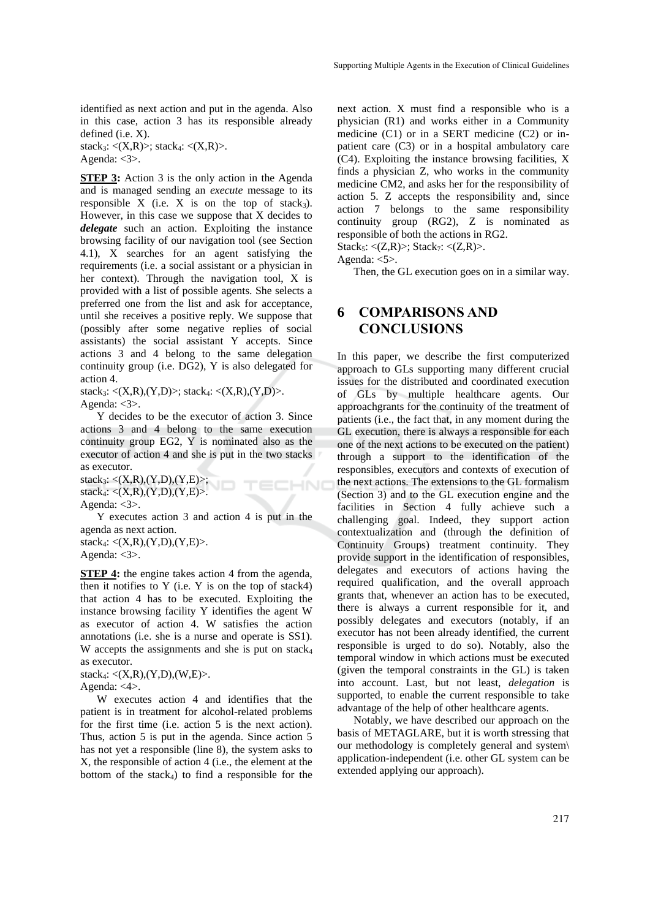identified as next action and put in the agenda. Also in this case, action 3 has its responsible already defined (i.e. X).

$stack_3$: <(X,R)>; $stack_4$: <(X,R)>.
Agenda: <3>.

**STEP 3:** Action 3 is the only action in the Agenda and is managed sending an *execute* message to its responsible X (i.e. X is on the top of $stack_3$). However, in this case we suppose that X decides to ***delegate*** such an action. Exploiting the instance browsing facility of our navigation tool (see Section 4.1), X searches for an agent satisfying the requirements (i.e. a social assistant or a physician in her context). Through the navigation tool, X is provided with a list of possible agents. She selects a preferred one from the list and ask for acceptance, until she receives a positive reply. We suppose that (possibly after some negative replies of social assistants) the social assistant Y accepts. Since actions 3 and 4 belong to the same delegation continuity group (i.e. DG2), Y is also delegated for action 4.

$stack_3$: <(X,R),(Y,D)>; $stack_4$: <(X,R),(Y,D)>.
Agenda: <3>.

Y decides to be the executor of action 3. Since actions 3 and 4 belong to the same execution continuity group EG2, Y is nominated also as the executor of action 4 and she is put in the two stacks as executor.

$stack_3$: <(X,R),(Y,D),(Y,E)>;
$stack_4$: <(X,R),(Y,D),(Y,E)>.
Agenda: <3>.

Y executes action 3 and action 4 is put in the agenda as next action.

$stack_4$: <(X,R),(Y,D),(Y,E)>.
Agenda: <3>.

**STEP 4:** the engine takes action 4 from the agenda, then it notifies to Y (i.e. Y is on the top of stack4) that action 4 has to be executed. Exploiting the instance browsing facility Y identifies the agent W as executor of action 4. W satisfies the action annotations (i.e. she is a nurse and operate is SS1). W accepts the assignments and she is put on $stack_4$ as executor.

$stack_4$: <(X,R),(Y,D),(W,E)>.
Agenda: <4>.

W executes action 4 and identifies that the patient is in treatment for alcohol-related problems for the first time (i.e. action 5 is the next action). Thus, action 5 is put in the agenda. Since action 5 has not yet a responsible (line 8), the system asks to X, the responsible of action 4 (i.e., the element at the bottom of the $stack_4$) to find a responsible for the next action. X must find a responsible who is a physician (R1) and works either in a Community medicine (C1) or in a SERT medicine (C2) or in-patient care (C3) or in a hospital ambulatory care (C4). Exploiting the instance browsing facilities, X finds a physician Z, who works in the community medicine CM2, and asks her for the responsibility of action 5. Z accepts the responsibility and, since action 7 belongs to the same responsibility continuity group (RG2), Z is nominated as responsible of both the actions in RG2.

$Stack_5$: <(Z,R)>; $Stack_7$: <(Z,R)>.
Agenda: <5>.

Then, the GL execution goes on in a similar way.

## 6 COMPARISONS AND CONCLUSIONS

In this paper, we describe the first computerized approach to GLs supporting many different crucial issues for the distributed and coordinated execution of GLs by multiple healthcare agents. Our approachgrants for the continuity of the treatment of patients (i.e., the fact that, in any moment during the GL execution, there is always a responsible for each one of the next actions to be executed on the patient) through a support to the identification of the responsibles, executors and contexts of execution of the next actions. The extensions to the GL formalism (Section 3) and to the GL execution engine and the facilities in Section 4 fully achieve such a challenging goal. Indeed, they support action contextualization and (through the definition of Continuity Groups) treatment continuity. They provide support in the identification of responsibles, delegates and executors of actions having the required qualification, and the overall approach grants that, whenever an action has to be executed, there is always a current responsible for it, and possibly delegates and executors (notably, if an executor has not been already identified, the current responsible is urged to do so). Notably, also the temporal window in which actions must be executed (given the temporal constraints in the GL) is taken into account. Last, but not least, *delegation* is supported, to enable the current responsible to take advantage of the help of other healthcare agents.

Notably, we have described our approach on the basis of METAGLARE, but it is worth stressing that our methodology is completely general and system\application-independent (i.e. other GL system can be extended applying our approach).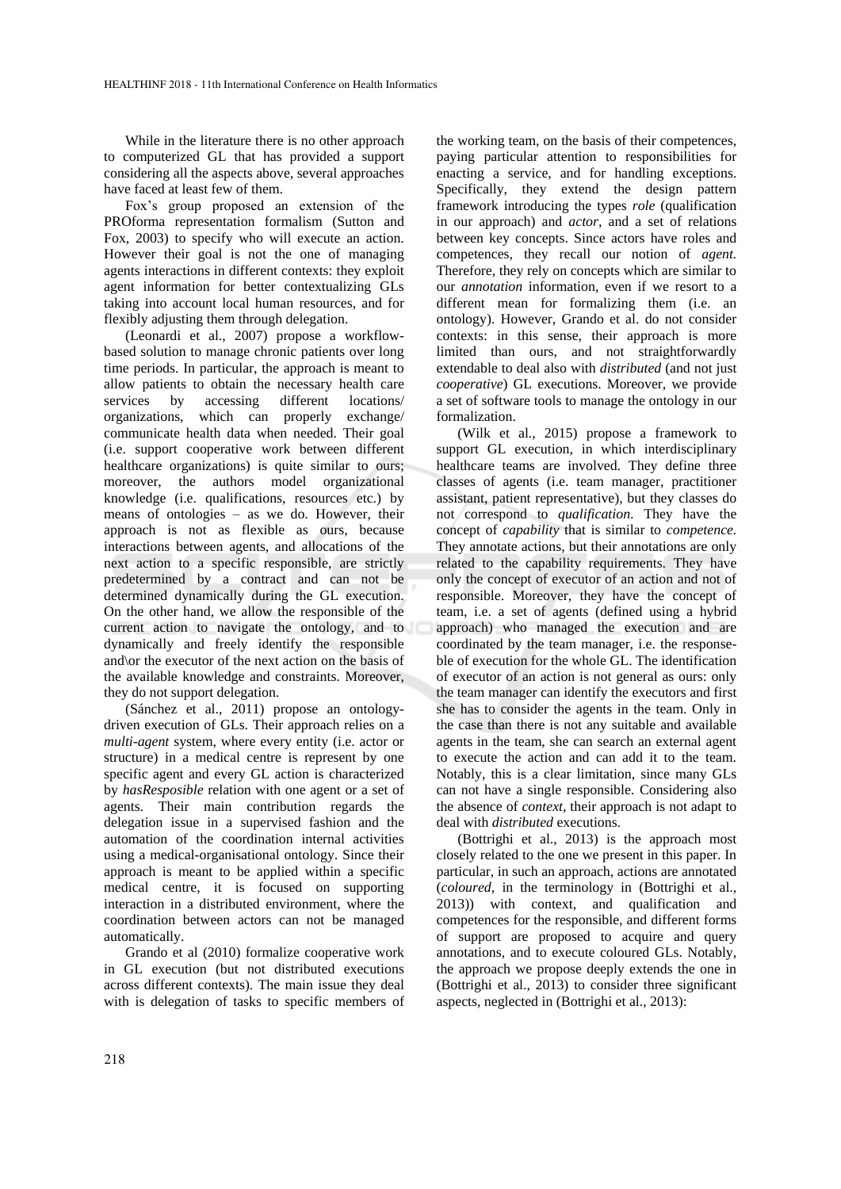While in the literature there is no other approach to computerized GL that has provided a support considering all the aspects above, several approaches have faced at least few of them.

Fox's group proposed an extension of the PROforma representation formalism (Sutton and Fox, 2003) to specify who will execute an action. However their goal is not the one of managing agents interactions in different contexts: they exploit agent information for better contextualizing GLs taking into account local human resources, and for flexibly adjusting them through delegation.

(Leonardi et al., 2007) propose a workflow-based solution to manage chronic patients over long time periods. In particular, the approach is meant to allow patients to obtain the necessary health care services by accessing different locations/ organizations, which can properly exchange/ communicate health data when needed. Their goal (i.e. support cooperative work between different healthcare organizations) is quite similar to ours; moreover, the authors model organizational knowledge (i.e. qualifications, resources etc.) by means of ontologies – as we do. However, their approach is not as flexible as ours, because interactions between agents, and allocations of the next action to a specific responsible, are strictly predetermined by a contract and can not be determined dynamically during the GL execution. On the other hand, we allow the responsible of the current action to navigate the ontology, and to dynamically and freely identify the responsible and\or the executor of the next action on the basis of the available knowledge and constraints. Moreover, they do not support delegation.

(Sánchez et al., 2011) propose an ontology-driven execution of GLs. Their approach relies on a *multi-agent* system, where every entity (i.e. actor or structure) in a medical centre is represent by one specific agent and every GL action is characterized by *hasResposible* relation with one agent or a set of agents. Their main contribution regards the delegation issue in a supervised fashion and the automation of the coordination internal activities using a medical-organisational ontology. Since their approach is meant to be applied within a specific medical centre, it is focused on supporting interaction in a distributed environment, where the coordination between actors can not be managed automatically.

Grando et al (2010) formalize cooperative work in GL execution (but not distributed executions across different contexts). The main issue they deal with is delegation of tasks to specific members of the working team, on the basis of their competences, paying particular attention to responsibilities for enacting a service, and for handling exceptions. Specifically, they extend the design pattern framework introducing the types *role* (qualification in our approach) and *actor*, and a set of relations between key concepts. Since actors have roles and competences, they recall our notion of *agent*. Therefore, they rely on concepts which are similar to our *annotation* information, even if we resort to a different mean for formalizing them (i.e. an ontology). However, Grando et al. do not consider contexts: in this sense, their approach is more limited than ours, and not straightforwardly extendable to deal also with *distributed* (and not just *cooperative*) GL executions. Moreover, we provide a set of software tools to manage the ontology in our formalization.

(Wilk et al., 2015) propose a framework to support GL execution, in which interdisciplinary healthcare teams are involved. They define three classes of agents (i.e. team manager, practitioner assistant, patient representative), but they classes do not correspond to *qualification*. They have the concept of *capability* that is similar to *competence*. They annotate actions, but their annotations are only related to the capability requirements. They have only the concept of executor of an action and not of responsible. Moreover, they have the concept of team, i.e. a set of agents (defined using a hybrid approach) who managed the execution and are coordinated by the team manager, i.e. the response-ble of execution for the whole GL. The identification of executor of an action is not general as ours: only the team manager can identify the executors and first she has to consider the agents in the team. Only in the case than there is not any suitable and available agents in the team, she can search an external agent to execute the action and can add it to the team. Notably, this is a clear limitation, since many GLs can not have a single responsible. Considering also the absence of *context*, their approach is not adapt to deal with *distributed* executions.

(Bottrighi et al., 2013) is the approach most closely related to the one we present in this paper. In particular, in such an approach, actions are annotated (*coloured*, in the terminology in (Bottrighi et al., 2013)) with context, and qualification and competences for the responsible, and different forms of support are proposed to acquire and query annotations, and to execute coloured GLs. Notably, the approach we propose deeply extends the one in (Bottrighi et al., 2013) to consider three significant aspects, neglected in (Bottrighi et al., 2013):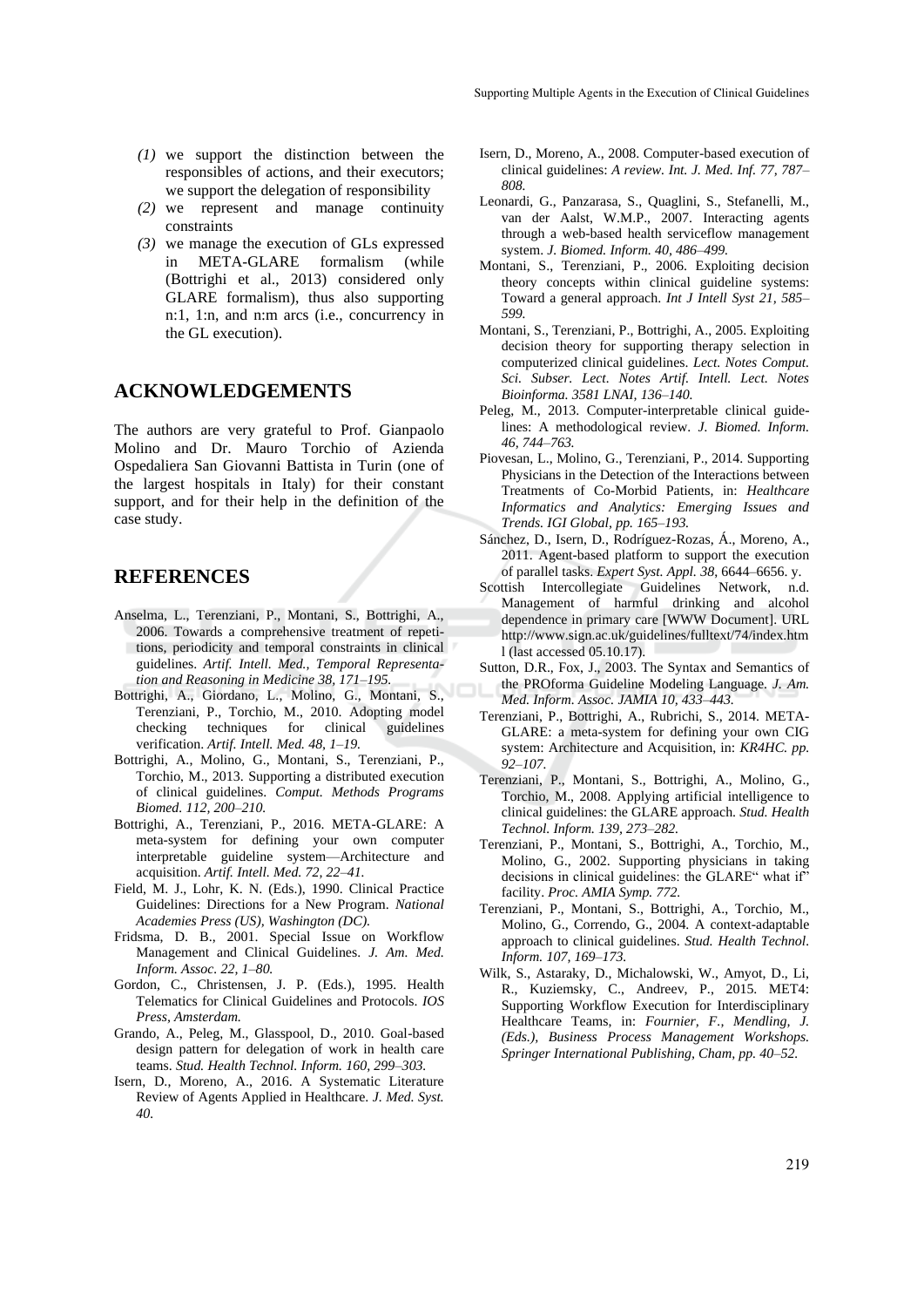*(1)* we support the distinction between the responsibles of actions, and their executors; we support the delegation of responsibility

*(2)* we represent and manage continuity constraints

*(3)* we manage the execution of GLs expressed in META-GLARE formalism (while (Bottrighi et al., 2013) considered only GLARE formalism), thus also supporting n:1, 1:n, and n:m arcs (i.e., concurrency in the GL execution).

## ACKNOWLEDGEMENTS

The authors are very grateful to Prof. Gianpaolo Molino and Dr. Mauro Torchio of Azienda Ospedaliera San Giovanni Battista in Turin (one of the largest hospitals in Italy) for their constant support, and for their help in the definition of the case study.

## REFERENCES

Anselma, L., Terenziani, P., Montani, S., Bottrighi, A., 2006. Towards a comprehensive treatment of repetitions, periodicity and temporal constraints in clinical guidelines. *Artif. Intell. Med., Temporal Representation and Reasoning in Medicine 38, 171–195.*

Bottrighi, A., Giordano, L., Molino, G., Montani, S., Terenziani, P., Torchio, M., 2010. Adopting model checking techniques for clinical guidelines verification. *Artif. Intell. Med. 48, 1–19.*

Bottrighi, A., Molino, G., Montani, S., Terenziani, P., Torchio, M., 2013. Supporting a distributed execution of clinical guidelines. *Comput. Methods Programs Biomed. 112, 200–210.*

Bottrighi, A., Terenziani, P., 2016. META-GLARE: A meta-system for defining your own computer interpretable guideline system—Architecture and acquisition. *Artif. Intell. Med. 72, 22–41.*

Field, M. J., Lohr, K. N. (Eds.), 1990. Clinical Practice Guidelines: Directions for a New Program. *National Academies Press (US), Washington (DC).*

Fridsma, D. B., 2001. Special Issue on Workflow Management and Clinical Guidelines. *J. Am. Med. Inform. Assoc. 22, 1–80.*

Gordon, C., Christensen, J. P. (Eds.), 1995. Health Telematics for Clinical Guidelines and Protocols. *IOS Press, Amsterdam.*

Grando, A., Peleg, M., Glasspool, D., 2010. Goal-based design pattern for delegation of work in health care teams. *Stud. Health Technol. Inform. 160, 299–303.*

Isern, D., Moreno, A., 2016. A Systematic Literature Review of Agents Applied in Healthcare. *J. Med. Syst. 40.*

Isern, D., Moreno, A., 2008. Computer-based execution of clinical guidelines: *A review. Int. J. Med. Inf. 77, 787–808.*

Leonardi, G., Panzarasa, S., Quaglini, S., Stefanelli, M., van der Aalst, W.M.P., 2007. Interacting agents through a web-based health serviceflow management system. *J. Biomed. Inform. 40, 486–499.*

Montani, S., Terenziani, P., 2006. Exploiting decision theory concepts within clinical guideline systems: Toward a general approach. *Int J Intell Syst 21, 585–599.*

Montani, S., Terenziani, P., Bottrighi, A., 2005. Exploiting decision theory for supporting therapy selection in computerized clinical guidelines. *Lect. Notes Comput. Sci. Subser. Lect. Notes Artif. Intell. Lect. Notes Bioinforma. 3581 LNAI, 136–140.*

Peleg, M., 2013. Computer-interpretable clinical guidelines: A methodological review. *J. Biomed. Inform. 46, 744–763.*

Piovesan, L., Molino, G., Terenziani, P., 2014. Supporting Physicians in the Detection of the Interactions between Treatments of Co-Morbid Patients, in: *Healthcare Informatics and Analytics: Emerging Issues and Trends. IGI Global, pp. 165–193.*

Sánchez, D., Isern, D., Rodríguez-Rozas, Á., Moreno, A., 2011. Agent-based platform to support the execution of parallel tasks. *Expert Syst. Appl. 38*, 6644–6656. y.

Scottish Intercollegiate Guidelines Network, n.d. Management of harmful drinking and alcohol dependence in primary care [WWW Document]. URL http://www.sign.ac.uk/guidelines/fulltext/74/index.html (last accessed 05.10.17).

Sutton, D.R., Fox, J., 2003. The Syntax and Semantics of the PROforma Guideline Modeling Language. *J. Am. Med. Inform. Assoc. JAMIA 10, 433–443.*

Terenziani, P., Bottrighi, A., Rubrichi, S., 2014. META-GLARE: a meta-system for defining your own CIG system: Architecture and Acquisition, in: *KR4HC. pp. 92–107.*

Terenziani, P., Montani, S., Bottrighi, A., Molino, G., Torchio, M., 2008. Applying artificial intelligence to clinical guidelines: the GLARE approach. *Stud. Health Technol. Inform. 139, 273–282.*

Terenziani, P., Montani, S., Bottrighi, A., Torchio, M., Molino, G., 2002. Supporting physicians in taking decisions in clinical guidelines: the GLARE" what if" facility. *Proc. AMIA Symp. 772.*

Terenziani, P., Montani, S., Bottrighi, A., Torchio, M., Molino, G., Correndo, G., 2004. A context-adaptable approach to clinical guidelines. *Stud. Health Technol. Inform. 107, 169–173.*

Wilk, S., Astaraky, D., Michalowski, W., Amyot, D., Li, R., Kuziemsky, C., Andreev, P., 2015. MET4: Supporting Workflow Execution for Interdisciplinary Healthcare Teams, in: *Fournier, F., Mendling, J. (Eds.), Business Process Management Workshops. Springer International Publishing, Cham, pp. 40–52.*